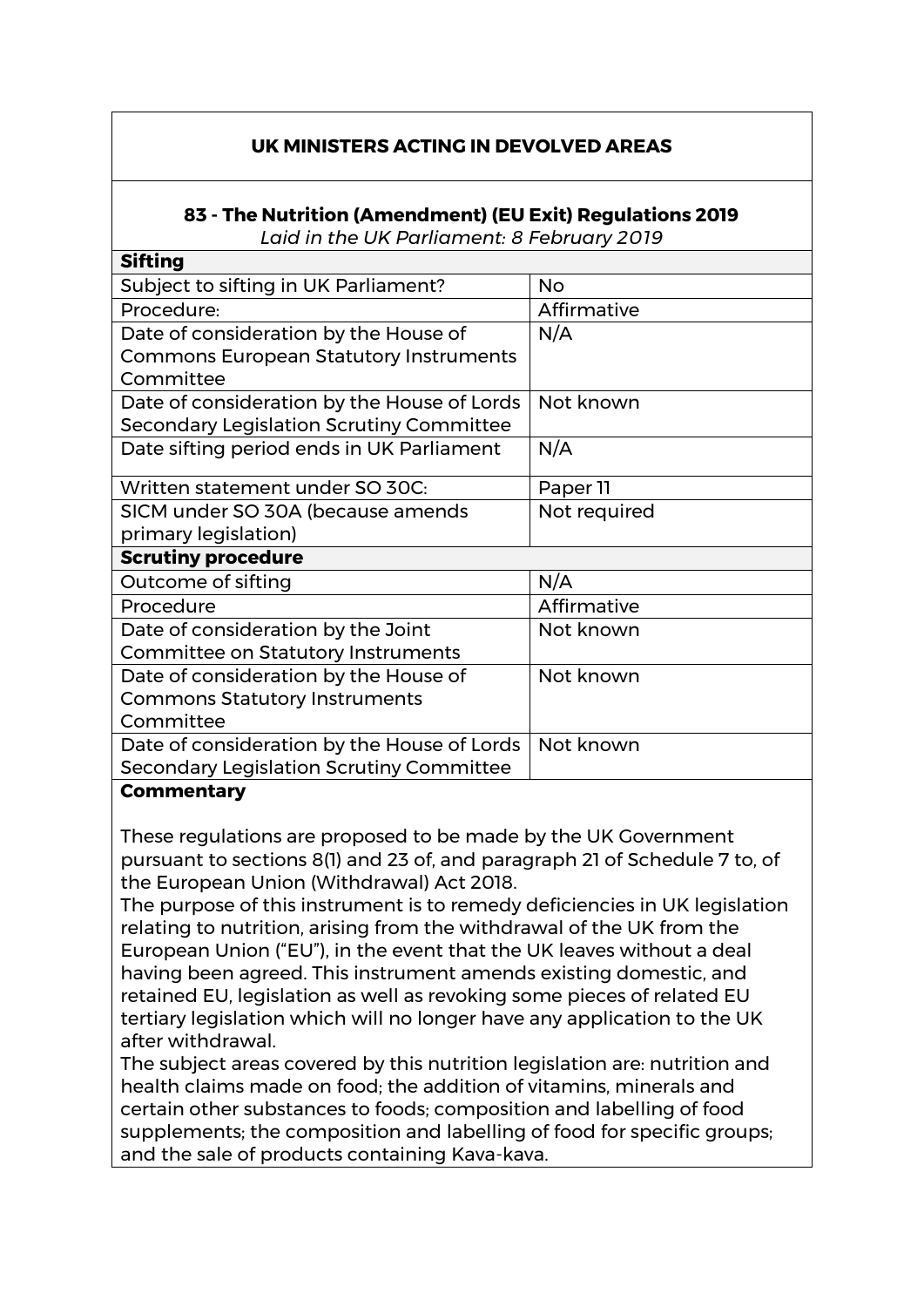## UK MINISTERS ACTING IN DEVOLVED AREAS

### 83 - The Nutrition (Amendment) (EU Exit) Regulations 2019

*Laid in the UK Parliament: 8 February 2019*

| **Sifting** | |
|---|---|
| Subject to sifting in UK Parliament? | No |
| Procedure: | Affirmative |
| Date of consideration by the House of Commons European Statutory Instruments Committee | N/A |
| Date of consideration by the House of Lords Secondary Legislation Scrutiny Committee | Not known |
| Date sifting period ends in UK Parliament | N/A |
| Written statement under SO 30C: | Paper 11 |
| SICM under SO 30A (because amends primary legislation) | Not required |
| **Scrutiny procedure** | |
| Outcome of sifting | N/A |
| Procedure | Affirmative |
| Date of consideration by the Joint Committee on Statutory Instruments | Not known |
| Date of consideration by the House of Commons Statutory Instruments Committee | Not known |
| Date of consideration by the House of Lords Secondary Legislation Scrutiny Committee | Not known |

**Commentary**

These regulations are proposed to be made by the UK Government pursuant to sections 8(1) and 23 of, and paragraph 21 of Schedule 7 to, of the European Union (Withdrawal) Act 2018.

The purpose of this instrument is to remedy deficiencies in UK legislation relating to nutrition, arising from the withdrawal of the UK from the European Union ("EU"), in the event that the UK leaves without a deal having been agreed. This instrument amends existing domestic, and retained EU, legislation as well as revoking some pieces of related EU tertiary legislation which will no longer have any application to the UK after withdrawal.

The subject areas covered by this nutrition legislation are: nutrition and health claims made on food; the addition of vitamins, minerals and certain other substances to foods; composition and labelling of food supplements; the composition and labelling of food for specific groups; and the sale of products containing Kava-kava.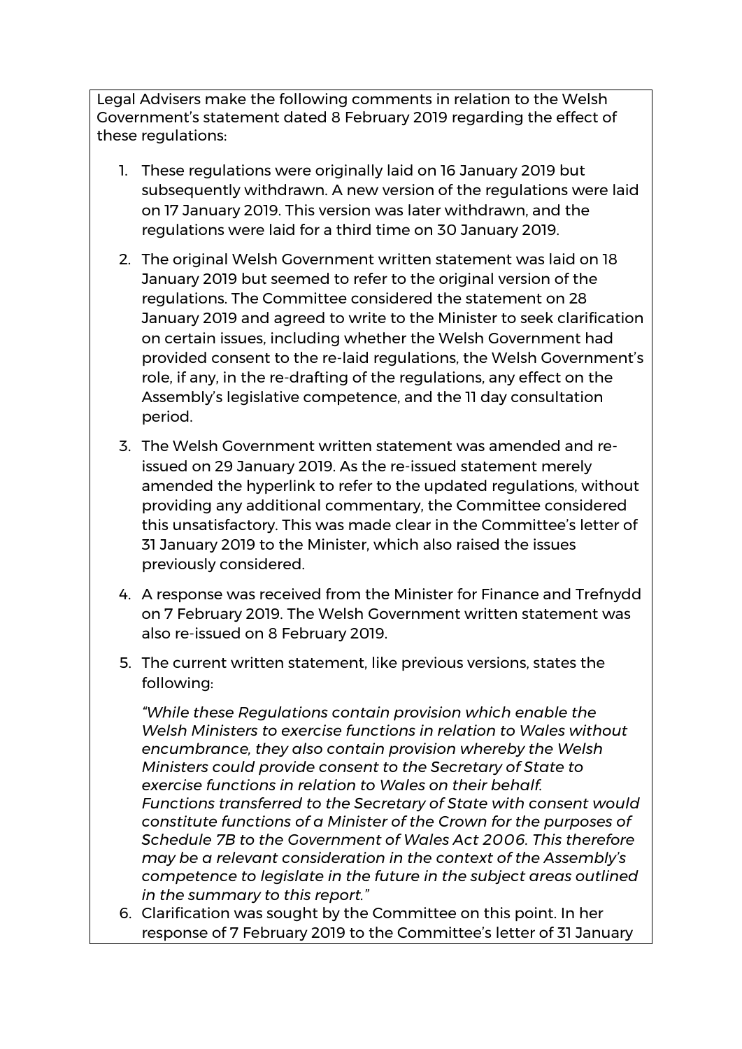Legal Advisers make the following comments in relation to the Welsh Government's statement dated 8 February 2019 regarding the effect of these regulations:

1. These regulations were originally laid on 16 January 2019 but subsequently withdrawn. A new version of the regulations were laid on 17 January 2019. This version was later withdrawn, and the regulations were laid for a third time on 30 January 2019.

2. The original Welsh Government written statement was laid on 18 January 2019 but seemed to refer to the original version of the regulations. The Committee considered the statement on 28 January 2019 and agreed to write to the Minister to seek clarification on certain issues, including whether the Welsh Government had provided consent to the re-laid regulations, the Welsh Government's role, if any, in the re-drafting of the regulations, any effect on the Assembly's legislative competence, and the 11 day consultation period.

3. The Welsh Government written statement was amended and re-issued on 29 January 2019. As the re-issued statement merely amended the hyperlink to refer to the updated regulations, without providing any additional commentary, the Committee considered this unsatisfactory. This was made clear in the Committee's letter of 31 January 2019 to the Minister, which also raised the issues previously considered.

4. A response was received from the Minister for Finance and Trefnydd on 7 February 2019. The Welsh Government written statement was also re-issued on 8 February 2019.

5. The current written statement, like previous versions, states the following:

   *"While these Regulations contain provision which enable the Welsh Ministers to exercise functions in relation to Wales without encumbrance, they also contain provision whereby the Welsh Ministers could provide consent to the Secretary of State to exercise functions in relation to Wales on their behalf. Functions transferred to the Secretary of State with consent would constitute functions of a Minister of the Crown for the purposes of Schedule 7B to the Government of Wales Act 2006. This therefore may be a relevant consideration in the context of the Assembly's competence to legislate in the future in the subject areas outlined in the summary to this report."*

6. Clarification was sought by the Committee on this point. In her response of 7 February 2019 to the Committee's letter of 31 January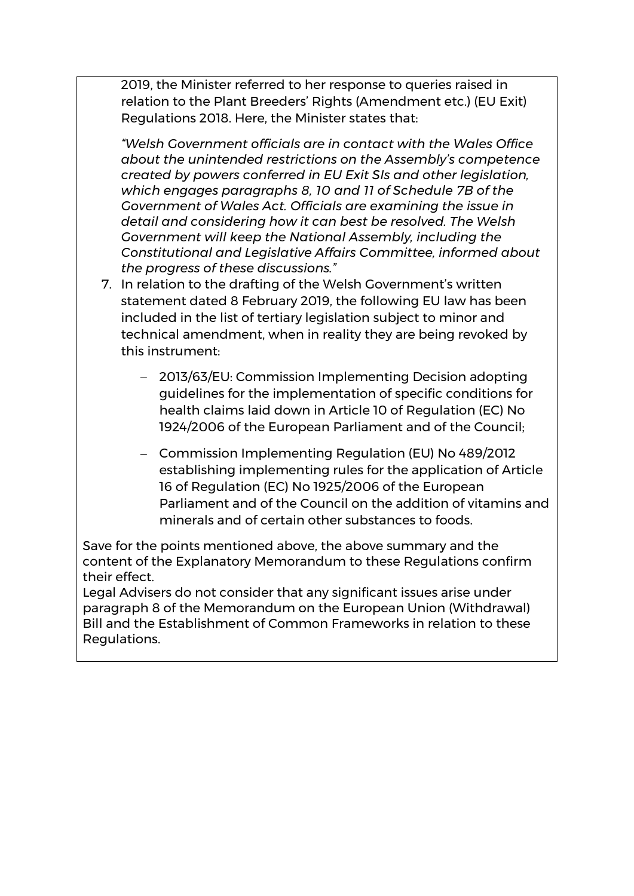2019, the Minister referred to her response to queries raised in relation to the Plant Breeders' Rights (Amendment etc.) (EU Exit) Regulations 2018. Here, the Minister states that:

*"Welsh Government officials are in contact with the Wales Office about the unintended restrictions on the Assembly's competence created by powers conferred in EU Exit SIs and other legislation, which engages paragraphs 8, 10 and 11 of Schedule 7B of the Government of Wales Act. Officials are examining the issue in detail and considering how it can best be resolved. The Welsh Government will keep the National Assembly, including the Constitutional and Legislative Affairs Committee, informed about the progress of these discussions."*

7. In relation to the drafting of the Welsh Government's written statement dated 8 February 2019, the following EU law has been included in the list of tertiary legislation subject to minor and technical amendment, when in reality they are being revoked by this instrument:

   - 2013/63/EU: Commission Implementing Decision adopting guidelines for the implementation of specific conditions for health claims laid down in Article 10 of Regulation (EC) No 1924/2006 of the European Parliament and of the Council;

   - Commission Implementing Regulation (EU) No 489/2012 establishing implementing rules for the application of Article 16 of Regulation (EC) No 1925/2006 of the European Parliament and of the Council on the addition of vitamins and minerals and of certain other substances to foods.

Save for the points mentioned above, the above summary and the content of the Explanatory Memorandum to these Regulations confirm their effect.

Legal Advisers do not consider that any significant issues arise under paragraph 8 of the Memorandum on the European Union (Withdrawal) Bill and the Establishment of Common Frameworks in relation to these Regulations.